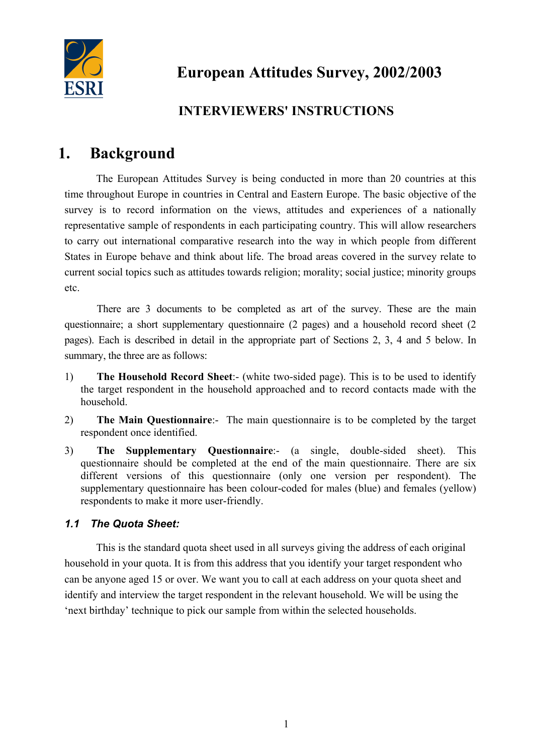ESRI

# European Attitudes Survey, 2002/2003

## INTERVIEWERS' INSTRUCTIONS

# 1. Background

The European Attitudes Survey is being conducted in more than 20 countries at this time throughout Europe in countries in Central and Eastern Europe. The basic objective of the survey is to record information on the views, attitudes and experiences of a nationally representative sample of respondents in each participating country. This will allow researchers to carry out international comparative research into the way in which people from different States in Europe behave and think about life. The broad areas covered in the survey relate to current social topics such as attitudes towards religion; morality; social justice; minority groups etc.

There are 3 documents to be completed as art of the survey. These are the main questionnaire; a short supplementary questionnaire (2 pages) and a household record sheet (2 pages). Each is described in detail in the appropriate part of Sections 2, 3, 4 and 5 below. In summary, the three are as follows:

1) **The Household Record Sheet**:- (white two-sided page). This is to be used to identify the target respondent in the household approached and to record contacts made with the household.

2) **The Main Questionnaire**:- The main questionnaire is to be completed by the target respondent once identified.

3) **The Supplementary Questionnaire**:- (a single, double-sided sheet). This questionnaire should be completed at the end of the main questionnaire. There are six different versions of this questionnaire (only one version per respondent). The supplementary questionnaire has been colour-coded for males (blue) and females (yellow) respondents to make it more user-friendly.

### *1.1 The Quota Sheet:*

This is the standard quota sheet used in all surveys giving the address of each original household in your quota. It is from this address that you identify your target respondent who can be anyone aged 15 or over. We want you to call at each address on your quota sheet and identify and interview the target respondent in the relevant household. We will be using the 'next birthday' technique to pick our sample from within the selected households.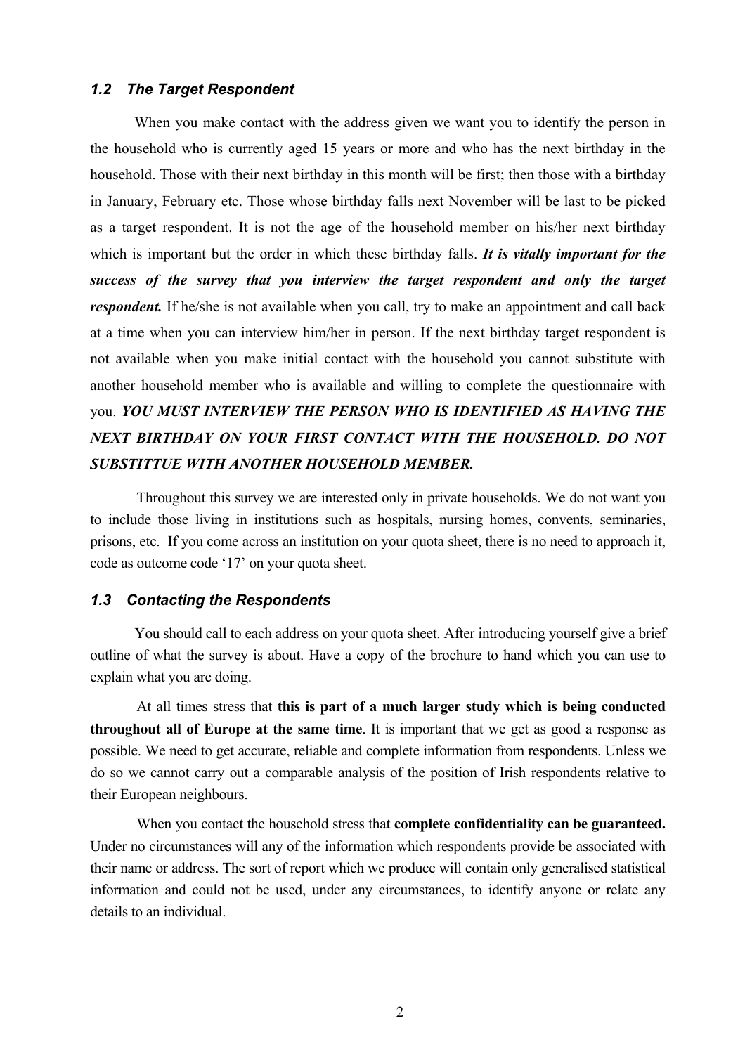### *1.2 The Target Respondent*

When you make contact with the address given we want you to identify the person in the household who is currently aged 15 years or more and who has the next birthday in the household. Those with their next birthday in this month will be first; then those with a birthday in January, February etc. Those whose birthday falls next November will be last to be picked as a target respondent. It is not the age of the household member on his/her next birthday which is important but the order in which these birthday falls. ***It is vitally important for the success of the survey that you interview the target respondent and only the target respondent.*** If he/she is not available when you call, try to make an appointment and call back at a time when you can interview him/her in person. If the next birthday target respondent is not available when you make initial contact with the household you cannot substitute with another household member who is available and willing to complete the questionnaire with you. ***YOU MUST INTERVIEW THE PERSON WHO IS IDENTIFIED AS HAVING THE NEXT BIRTHDAY ON YOUR FIRST CONTACT WITH THE HOUSEHOLD. DO NOT SUBSTITTUE WITH ANOTHER HOUSEHOLD MEMBER.***

Throughout this survey we are interested only in private households. We do not want you to include those living in institutions such as hospitals, nursing homes, convents, seminaries, prisons, etc. If you come across an institution on your quota sheet, there is no need to approach it, code as outcome code '17' on your quota sheet.

### *1.3 Contacting the Respondents*

You should call to each address on your quota sheet. After introducing yourself give a brief outline of what the survey is about. Have a copy of the brochure to hand which you can use to explain what you are doing.

At all times stress that **this is part of a much larger study which is being conducted throughout all of Europe at the same time**. It is important that we get as good a response as possible. We need to get accurate, reliable and complete information from respondents. Unless we do so we cannot carry out a comparable analysis of the position of Irish respondents relative to their European neighbours.

When you contact the household stress that **complete confidentiality can be guaranteed.** Under no circumstances will any of the information which respondents provide be associated with their name or address. The sort of report which we produce will contain only generalised statistical information and could not be used, under any circumstances, to identify anyone or relate any details to an individual.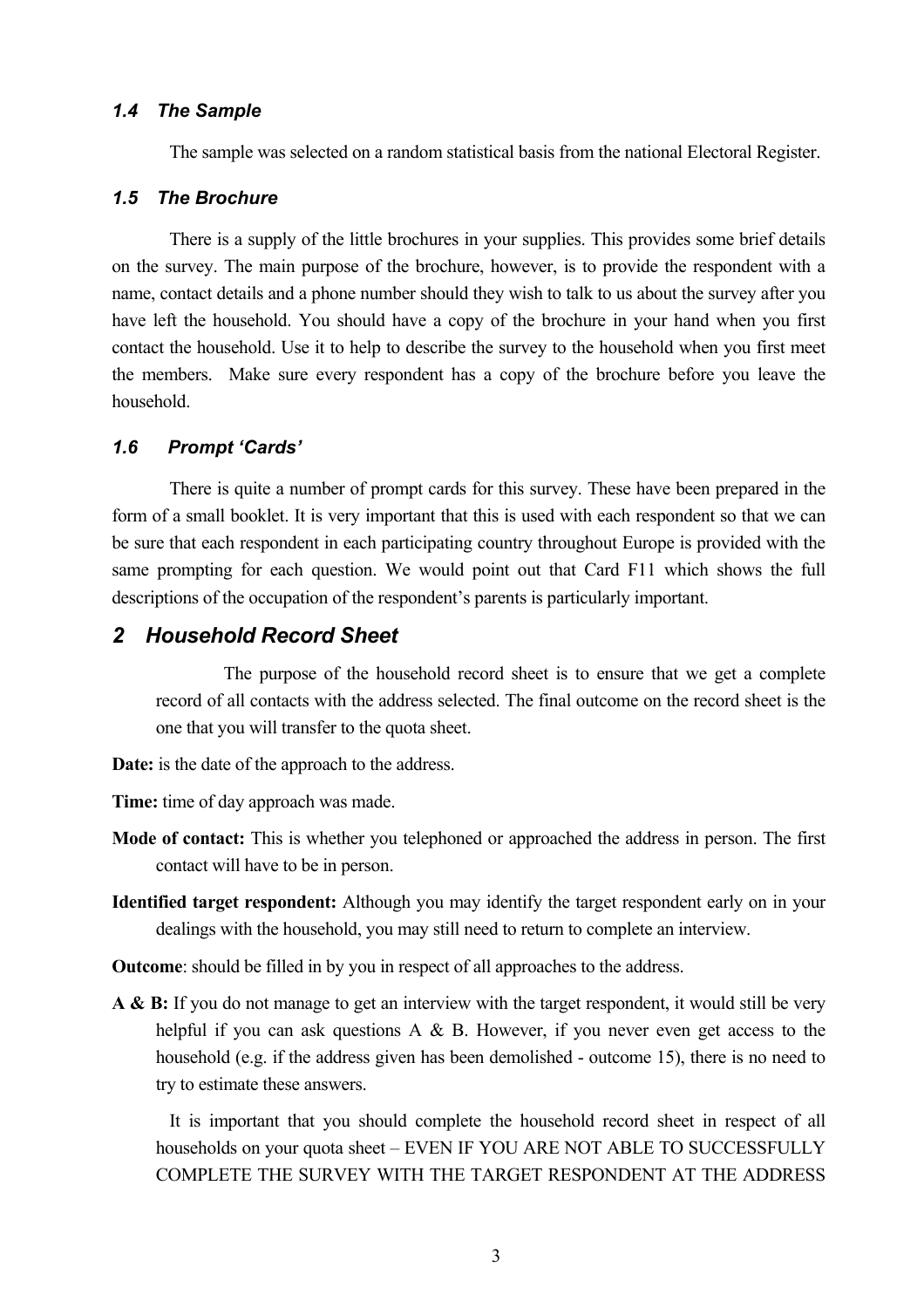### *1.4 The Sample*

The sample was selected on a random statistical basis from the national Electoral Register.

### *1.5 The Brochure*

There is a supply of the little brochures in your supplies. This provides some brief details on the survey. The main purpose of the brochure, however, is to provide the respondent with a name, contact details and a phone number should they wish to talk to us about the survey after you have left the household. You should have a copy of the brochure in your hand when you first contact the household. Use it to help to describe the survey to the household when you first meet the members. Make sure every respondent has a copy of the brochure before you leave the household.

### *1.6 Prompt 'Cards'*

There is quite a number of prompt cards for this survey. These have been prepared in the form of a small booklet. It is very important that this is used with each respondent so that we can be sure that each respondent in each participating country throughout Europe is provided with the same prompting for each question. We would point out that Card F11 which shows the full descriptions of the occupation of the respondent's parents is particularly important.

## *2 Household Record Sheet*

The purpose of the household record sheet is to ensure that we get a complete record of all contacts with the address selected. The final outcome on the record sheet is the one that you will transfer to the quota sheet.

**Date:** is the date of the approach to the address.

**Time:** time of day approach was made.

**Mode of contact:** This is whether you telephoned or approached the address in person. The first contact will have to be in person.

**Identified target respondent:** Although you may identify the target respondent early on in your dealings with the household, you may still need to return to complete an interview.

**Outcome**: should be filled in by you in respect of all approaches to the address.

**A & B:** If you do not manage to get an interview with the target respondent, it would still be very helpful if you can ask questions A & B. However, if you never even get access to the household (e.g. if the address given has been demolished - outcome 15), there is no need to try to estimate these answers.

It is important that you should complete the household record sheet in respect of all households on your quota sheet – EVEN IF YOU ARE NOT ABLE TO SUCCESSFULLY COMPLETE THE SURVEY WITH THE TARGET RESPONDENT AT THE ADDRESS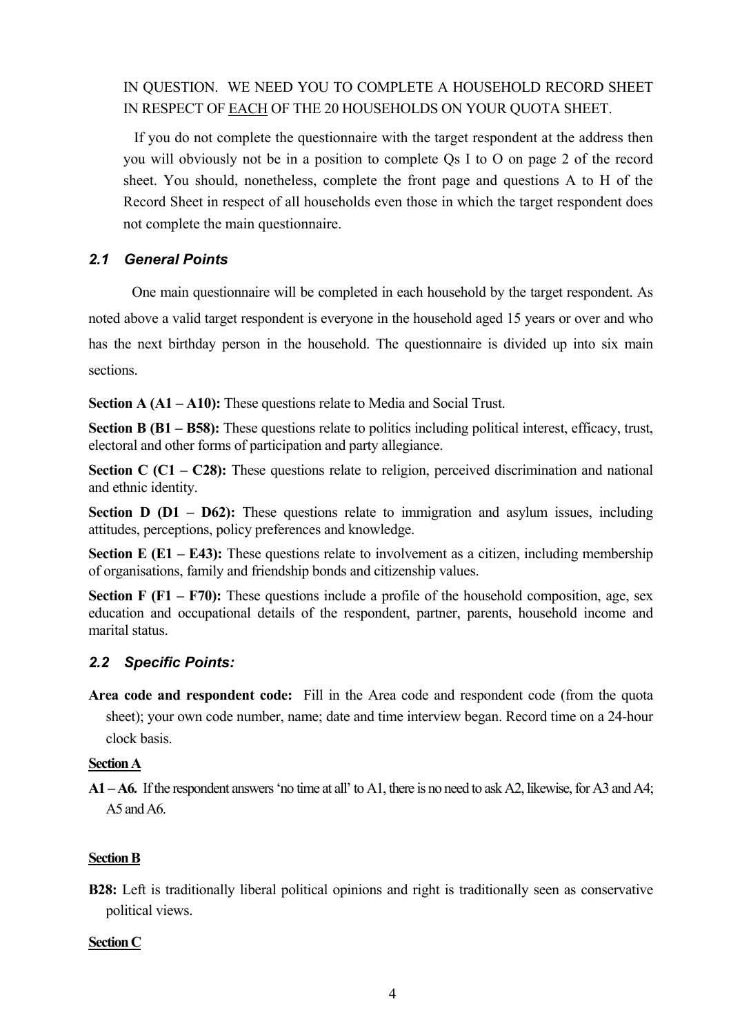IN QUESTION. WE NEED YOU TO COMPLETE A HOUSEHOLD RECORD SHEET IN RESPECT OF EACH OF THE 20 HOUSEHOLDS ON YOUR QUOTA SHEET.

If you do not complete the questionnaire with the target respondent at the address then you will obviously not be in a position to complete Qs I to O on page 2 of the record sheet. You should, nonetheless, complete the front page and questions A to H of the Record Sheet in respect of all households even those in which the target respondent does not complete the main questionnaire.

### *2.1 General Points*

One main questionnaire will be completed in each household by the target respondent. As noted above a valid target respondent is everyone in the household aged 15 years or over and who has the next birthday person in the household. The questionnaire is divided up into six main sections.

**Section A (A1 – A10):** These questions relate to Media and Social Trust.

**Section B (B1 – B58):** These questions relate to politics including political interest, efficacy, trust, electoral and other forms of participation and party allegiance.

**Section C (C1 – C28):** These questions relate to religion, perceived discrimination and national and ethnic identity.

**Section D (D1 – D62):** These questions relate to immigration and asylum issues, including attitudes, perceptions, policy preferences and knowledge.

**Section E (E1 – E43):** These questions relate to involvement as a citizen, including membership of organisations, family and friendship bonds and citizenship values.

**Section F (F1 – F70):** These questions include a profile of the household composition, age, sex education and occupational details of the respondent, partner, parents, household income and marital status.

### *2.2 Specific Points:*

**Area code and respondent code:** Fill in the Area code and respondent code (from the quota sheet); your own code number, name; date and time interview began. Record time on a 24-hour clock basis.

**Section A**

**A1 – A6.** If the respondent answers 'no time at all' to A1, there is no need to ask A2, likewise, for A3 and A4; A5 and A6.

**Section B**

**B28:** Left is traditionally liberal political opinions and right is traditionally seen as conservative political views.

**Section C**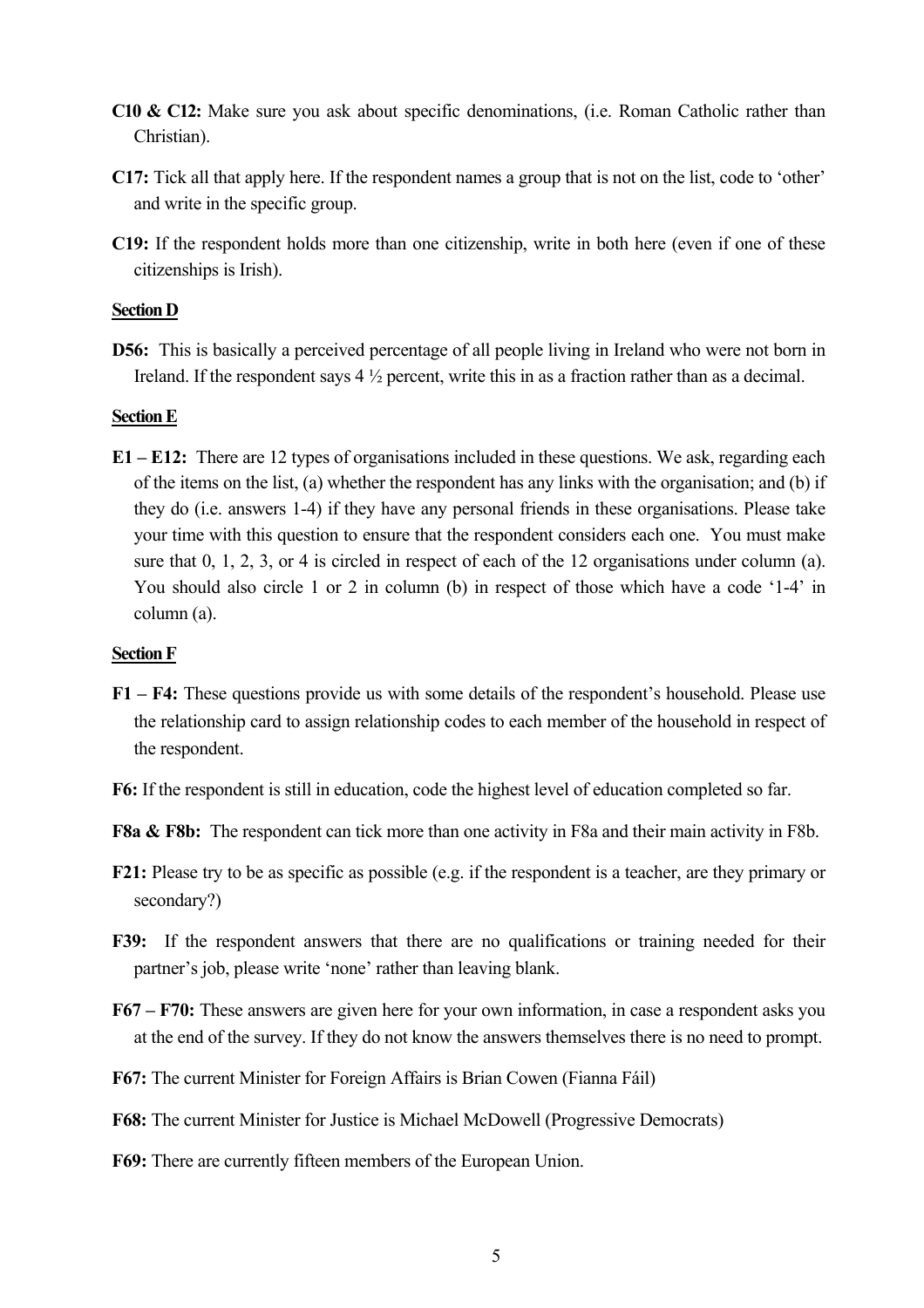**C10 & C12:** Make sure you ask about specific denominations, (i.e. Roman Catholic rather than Christian).

**C17:** Tick all that apply here. If the respondent names a group that is not on the list, code to 'other' and write in the specific group.

**C19:** If the respondent holds more than one citizenship, write in both here (even if one of these citizenships is Irish).

**Section D**

**D56:** This is basically a perceived percentage of all people living in Ireland who were not born in Ireland. If the respondent says 4 ½ percent, write this in as a fraction rather than as a decimal.

**Section E**

**E1 – E12:** There are 12 types of organisations included in these questions. We ask, regarding each of the items on the list, (a) whether the respondent has any links with the organisation; and (b) if they do (i.e. answers 1-4) if they have any personal friends in these organisations. Please take your time with this question to ensure that the respondent considers each one. You must make sure that 0, 1, 2, 3, or 4 is circled in respect of each of the 12 organisations under column (a). You should also circle 1 or 2 in column (b) in respect of those which have a code '1-4' in column (a).

**Section F**

**F1 – F4:** These questions provide us with some details of the respondent's household. Please use the relationship card to assign relationship codes to each member of the household in respect of the respondent.

**F6:** If the respondent is still in education, code the highest level of education completed so far.

**F8a & F8b:** The respondent can tick more than one activity in F8a and their main activity in F8b.

**F21:** Please try to be as specific as possible (e.g. if the respondent is a teacher, are they primary or secondary?)

**F39:** If the respondent answers that there are no qualifications or training needed for their partner's job, please write 'none' rather than leaving blank.

**F67 – F70:** These answers are given here for your own information, in case a respondent asks you at the end of the survey. If they do not know the answers themselves there is no need to prompt.

**F67:** The current Minister for Foreign Affairs is Brian Cowen (Fianna Fáil)

**F68:** The current Minister for Justice is Michael McDowell (Progressive Democrats)

**F69:** There are currently fifteen members of the European Union.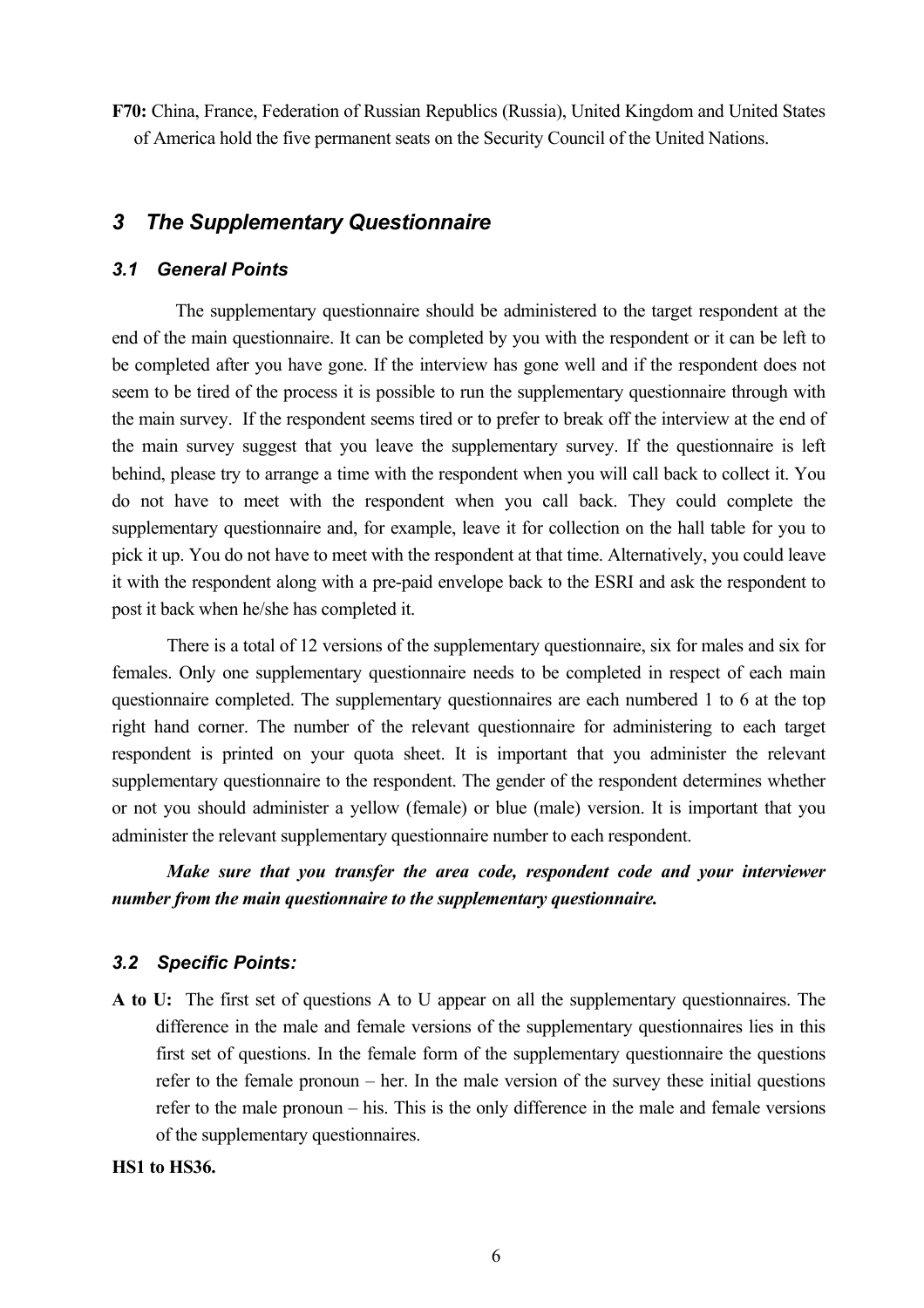**F70:** China, France, Federation of Russian Republics (Russia), United Kingdom and United States of America hold the five permanent seats on the Security Council of the United Nations.

## *3 The Supplementary Questionnaire*

### *3.1 General Points*

The supplementary questionnaire should be administered to the target respondent at the end of the main questionnaire. It can be completed by you with the respondent or it can be left to be completed after you have gone. If the interview has gone well and if the respondent does not seem to be tired of the process it is possible to run the supplementary questionnaire through with the main survey. If the respondent seems tired or to prefer to break off the interview at the end of the main survey suggest that you leave the supplementary survey. If the questionnaire is left behind, please try to arrange a time with the respondent when you will call back to collect it. You do not have to meet with the respondent when you call back. They could complete the supplementary questionnaire and, for example, leave it for collection on the hall table for you to pick it up. You do not have to meet with the respondent at that time. Alternatively, you could leave it with the respondent along with a pre-paid envelope back to the ESRI and ask the respondent to post it back when he/she has completed it.

There is a total of 12 versions of the supplementary questionnaire, six for males and six for females. Only one supplementary questionnaire needs to be completed in respect of each main questionnaire completed. The supplementary questionnaires are each numbered 1 to 6 at the top right hand corner. The number of the relevant questionnaire for administering to each target respondent is printed on your quota sheet. It is important that you administer the relevant supplementary questionnaire to the respondent. The gender of the respondent determines whether or not you should administer a yellow (female) or blue (male) version. It is important that you administer the relevant supplementary questionnaire number to each respondent.

***Make sure that you transfer the area code, respondent code and your interviewer number from the main questionnaire to the supplementary questionnaire.***

### *3.2 Specific Points:*

**A to U:** The first set of questions A to U appear on all the supplementary questionnaires. The difference in the male and female versions of the supplementary questionnaires lies in this first set of questions. In the female form of the supplementary questionnaire the questions refer to the female pronoun – her. In the male version of the survey these initial questions refer to the male pronoun – his. This is the only difference in the male and female versions of the supplementary questionnaires.

**HS1 to HS36.**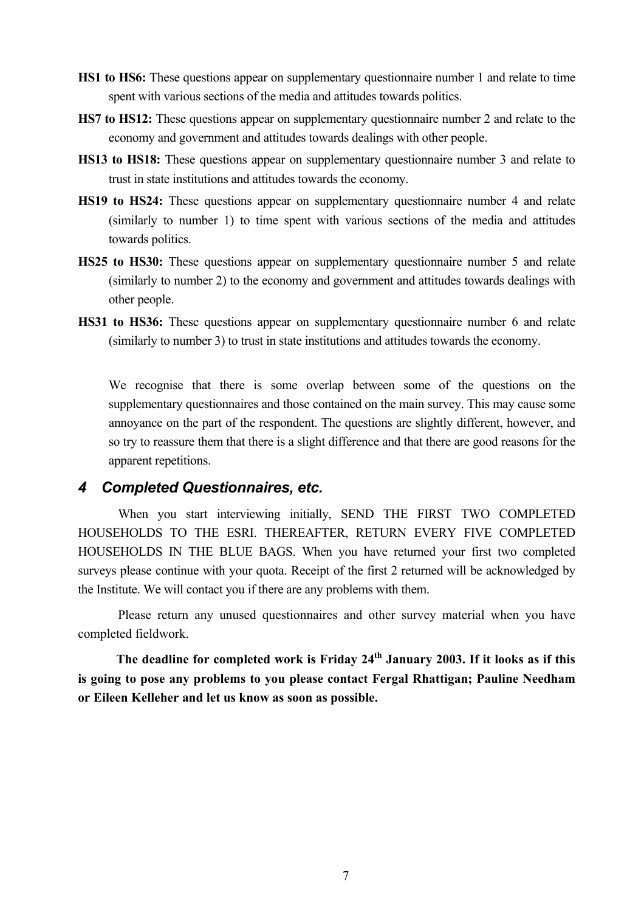**HS1 to HS6:** These questions appear on supplementary questionnaire number 1 and relate to time spent with various sections of the media and attitudes towards politics.

**HS7 to HS12:** These questions appear on supplementary questionnaire number 2 and relate to the economy and government and attitudes towards dealings with other people.

**HS13 to HS18:** These questions appear on supplementary questionnaire number 3 and relate to trust in state institutions and attitudes towards the economy.

**HS19 to HS24:** These questions appear on supplementary questionnaire number 4 and relate (similarly to number 1) to time spent with various sections of the media and attitudes towards politics.

**HS25 to HS30:** These questions appear on supplementary questionnaire number 5 and relate (similarly to number 2) to the economy and government and attitudes towards dealings with other people.

**HS31 to HS36:** These questions appear on supplementary questionnaire number 6 and relate (similarly to number 3) to trust in state institutions and attitudes towards the economy.

We recognise that there is some overlap between some of the questions on the supplementary questionnaires and those contained on the main survey. This may cause some annoyance on the part of the respondent. The questions are slightly different, however, and so try to reassure them that there is a slight difference and that there are good reasons for the apparent repetitions.

## *4 Completed Questionnaires, etc.*

When you start interviewing initially, SEND THE FIRST TWO COMPLETED HOUSEHOLDS TO THE ESRI. THEREAFTER, RETURN EVERY FIVE COMPLETED HOUSEHOLDS IN THE BLUE BAGS. When you have returned your first two completed surveys please continue with your quota. Receipt of the first 2 returned will be acknowledged by the Institute. We will contact you if there are any problems with them.

Please return any unused questionnaires and other survey material when you have completed fieldwork.

**The deadline for completed work is Friday 24th January 2003. If it looks as if this is going to pose any problems to you please contact Fergal Rhattigan; Pauline Needham or Eileen Kelleher and let us know as soon as possible.**